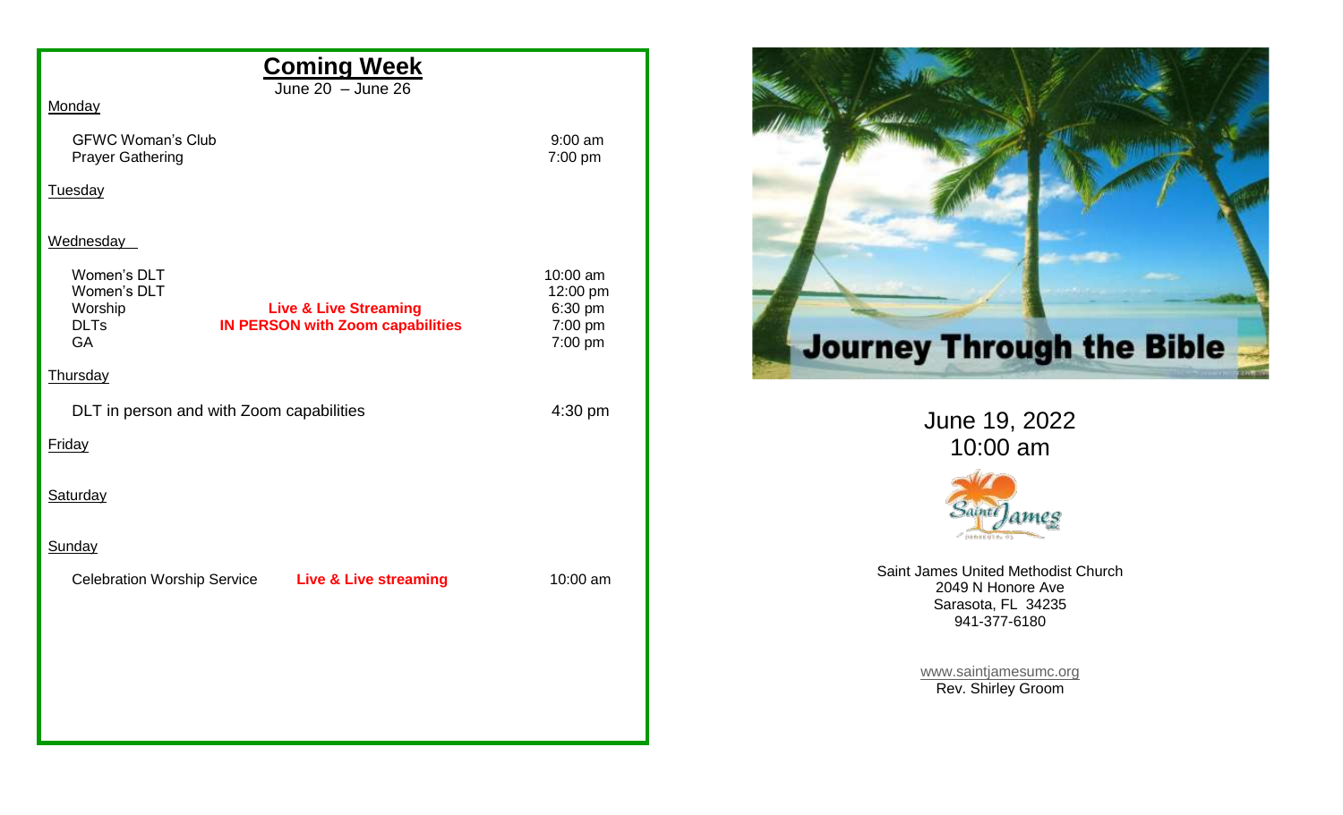## Coming Week

June 20 – June 26

**Monday**

| | | |
|---|---|---|
| GFWC Woman's Club | | 9:00 am |
| Prayer Gathering | | 7:00 pm |

**Tuesday**

**Wednesday**

| | | |
|---|---|---|
| Women's DLT | | 10:00 am |
| Women's DLT | | 12:00 pm |
| Worship | **Live & Live Streaming** | 6:30 pm |
| DLTs | **IN PERSON with Zoom capabilities** | 7:00 pm |
| GA | | 7:00 pm |

**Thursday**

| | |
|---|---|
| DLT in person and with Zoom capabilities | 4:30 pm |

**Friday**

**Saturday**

**Sunday**

| | | |
|---|---|---|
| Celebration Worship Service | **Live & Live streaming** | 10:00 am |

# Journey Through the Bible

June 19, 2022

10:00 am

Saint James United Methodist Church
2049 N Honore Ave
Sarasota, FL 34235
941-377-6180

www.saintjamesumc.org

Rev. Shirley Groom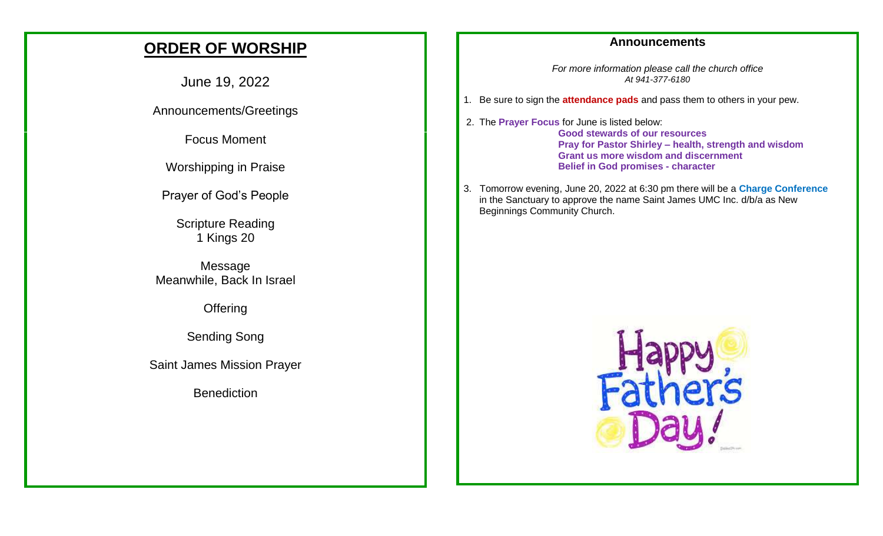# ORDER OF WORSHIP

June 19, 2022

Announcements/Greetings

Focus Moment

Worshipping in Praise

Prayer of God's People

Scripture Reading
1 Kings 20

Message
Meanwhile, Back In Israel

Offering

Sending Song

Saint James Mission Prayer

Benediction

## Announcements

*For more information please call the church office*
*At 941-377-6180*

1. Be sure to sign the **attendance pads** and pass them to others in your pew.

2. The **Prayer Focus** for June is listed below:
   - **Good stewards of our resources**
   - **Pray for Pastor Shirley – health, strength and wisdom**
   - **Grant us more wisdom and discernment**
   - **Belief in God promises - character**

3. Tomorrow evening, June 20, 2022 at 6:30 pm there will be a **Charge Conference** in the Sanctuary to approve the name Saint James UMC Inc. d/b/a as New Beginnings Community Church.

Happy Father's Day!